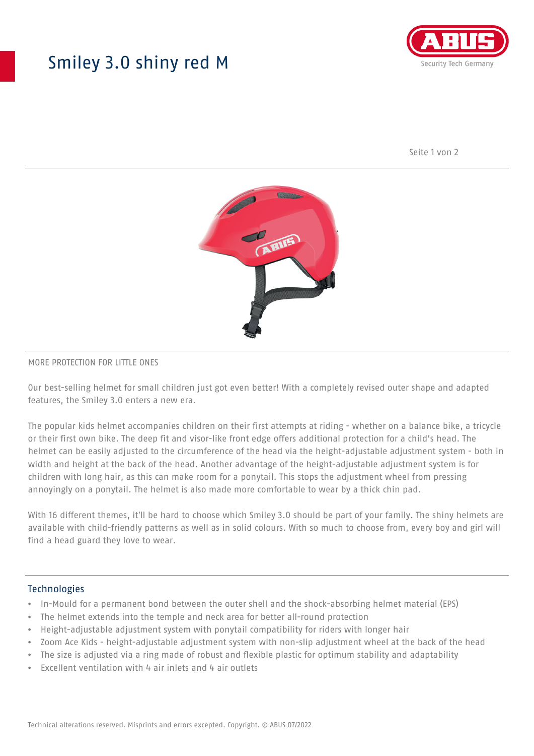# Smiley 3.0 shiny red M

MORE PROTECTION FOR LITTLE ONES

Our best-selling helmet for small children just got even better! With a completely revised outer shape and adapted features, the Smiley 3.0 enters a new era.

The popular kids helmet accompanies children on their first attempts at riding - whether on a balance bike, a tricycle or their first own bike. The deep fit and visor-like front edge offers additional protection for a child's head. The helmet can be easily adjusted to the circumference of the head via the height-adjustable adjustment system - both in width and height at the back of the head. Another advantage of the height-adjustable adjustment system is for children with long hair, as this can make room for a ponytail. This stops the adjustment wheel from pressing annoyingly on a ponytail. The helmet is also made more comfortable to wear by a thick chin pad.

With 16 different themes, it'll be hard to choose which Smiley 3.0 should be part of your family. The shiny helmets are available with child-friendly patterns as well as in solid colours. With so much to choose from, every boy and girl will find a head guard they love to wear.

## Technologies

- In-Mould for a permanent bond between the outer shell and the shock-absorbing helmet material (EPS)
- The helmet extends into the temple and neck area for better all-round protection
- Height-adjustable adjustment system with ponytail compatibility for riders with longer hair
- Zoom Ace Kids - height-adjustable adjustment system with non-slip adjustment wheel at the back of the head
- The size is adjusted via a ring made of robust and flexible plastic for optimum stability and adaptability
- Excellent ventilation with 4 air inlets and 4 air outlets

Technical alterations reserved. Misprints and errors excepted. Copyright. © ABUS 07/2022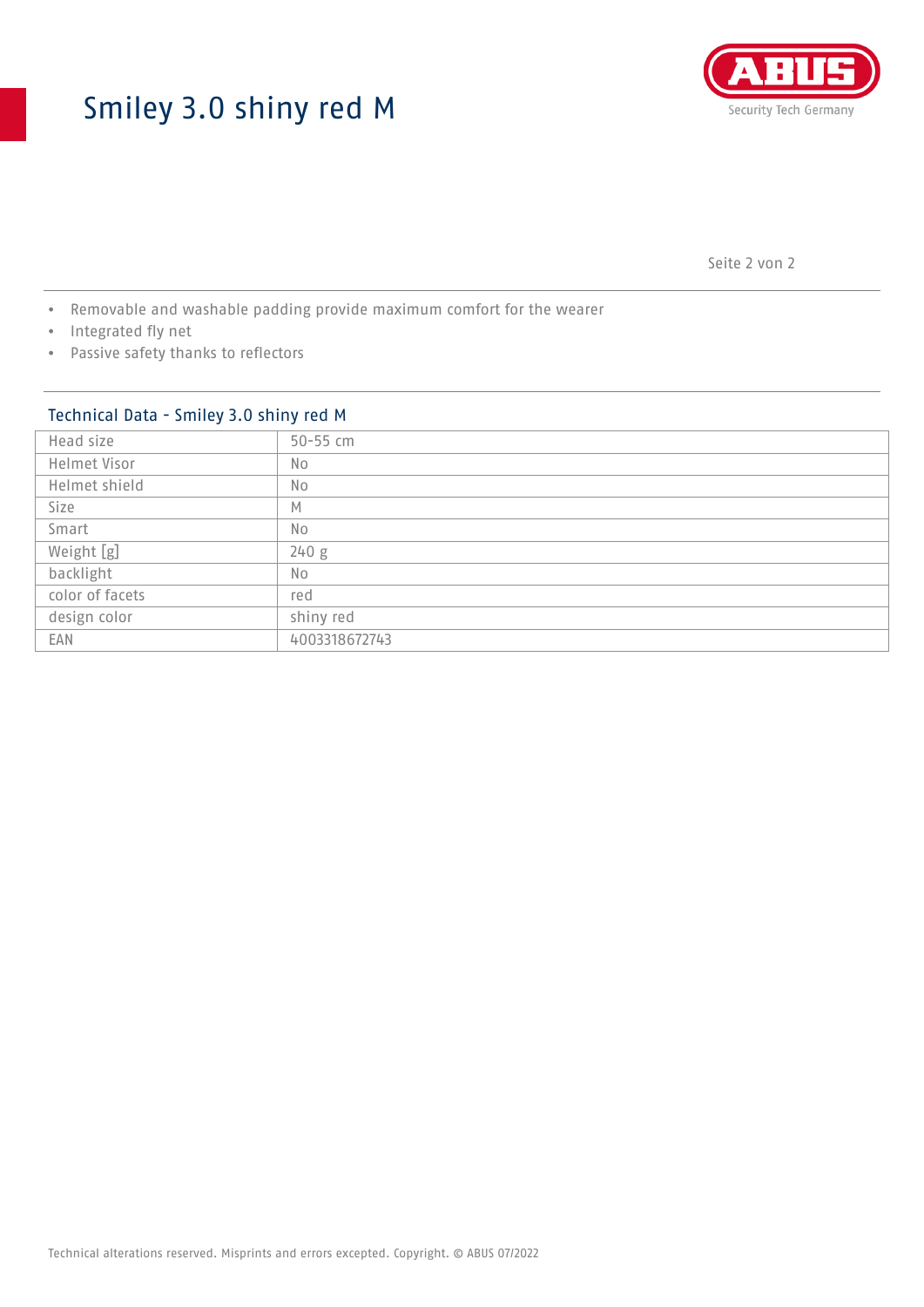- Removable and washable padding provide maximum comfort for the wearer
- Integrated fly net
- Passive safety thanks to reflectors

## Technical Data - Smiley 3.0 shiny red M

| | |
|---|---|
| Head size | 50-55 cm |
| Helmet Visor | No |
| Helmet shield | No |
| Size | M |
| Smart | No |
| Weight [g] | 240 g |
| backlight | No |
| color of facets | red |
| design color | shiny red |
| EAN | 4003318672743 |

Technical alterations reserved. Misprints and errors excepted. Copyright. © ABUS 07/2022